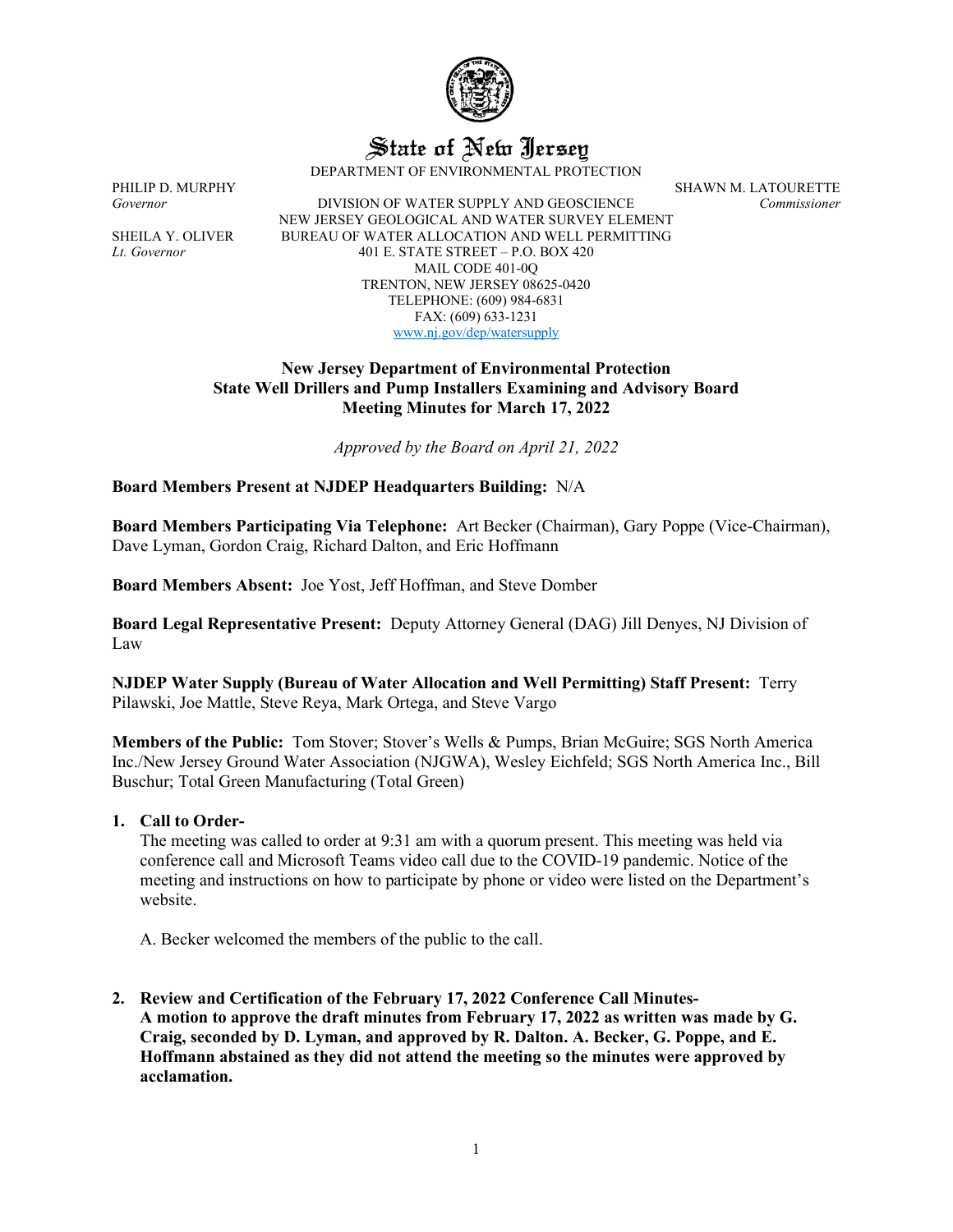# State of New Jersey

DEPARTMENT OF ENVIRONMENTAL PROTECTION

PHILIP D. MURPHY
*Governor*

SHEILA Y. OLIVER
*Lt. Governor*

DIVISION OF WATER SUPPLY AND GEOSCIENCE
NEW JERSEY GEOLOGICAL AND WATER SURVEY ELEMENT
BUREAU OF WATER ALLOCATION AND WELL PERMITTING
401 E. STATE STREET – P.O. BOX 420
MAIL CODE 401-0Q
TRENTON, NEW JERSEY 08625-0420
TELEPHONE: (609) 984-6831
FAX: (609) 633-1231
www.nj.gov/dep/watersupply

SHAWN M. LATOURETTE
*Commissioner*

**New Jersey Department of Environmental Protection**
**State Well Drillers and Pump Installers Examining and Advisory Board**
**Meeting Minutes for March 17, 2022**

*Approved by the Board on April 21, 2022*

**Board Members Present at NJDEP Headquarters Building:** N/A

**Board Members Participating Via Telephone:** Art Becker (Chairman), Gary Poppe (Vice-Chairman), Dave Lyman, Gordon Craig, Richard Dalton, and Eric Hoffmann

**Board Members Absent:** Joe Yost, Jeff Hoffman, and Steve Domber

**Board Legal Representative Present:** Deputy Attorney General (DAG) Jill Denyes, NJ Division of Law

**NJDEP Water Supply (Bureau of Water Allocation and Well Permitting) Staff Present:** Terry Pilawski, Joe Mattle, Steve Reya, Mark Ortega, and Steve Vargo

**Members of the Public:** Tom Stover; Stover's Wells & Pumps, Brian McGuire; SGS North America Inc./New Jersey Ground Water Association (NJGWA), Wesley Eichfeld; SGS North America Inc., Bill Buschur; Total Green Manufacturing (Total Green)

1. **Call to Order-**

   The meeting was called to order at 9:31 am with a quorum present. This meeting was held via conference call and Microsoft Teams video call due to the COVID-19 pandemic. Notice of the meeting and instructions on how to participate by phone or video were listed on the Department's website.

   A. Becker welcomed the members of the public to the call.

2. **Review and Certification of the February 17, 2022 Conference Call Minutes-**
   **A motion to approve the draft minutes from February 17, 2022 as written was made by G. Craig, seconded by D. Lyman, and approved by R. Dalton. A. Becker, G. Poppe, and E. Hoffmann abstained as they did not attend the meeting so the minutes were approved by acclamation.**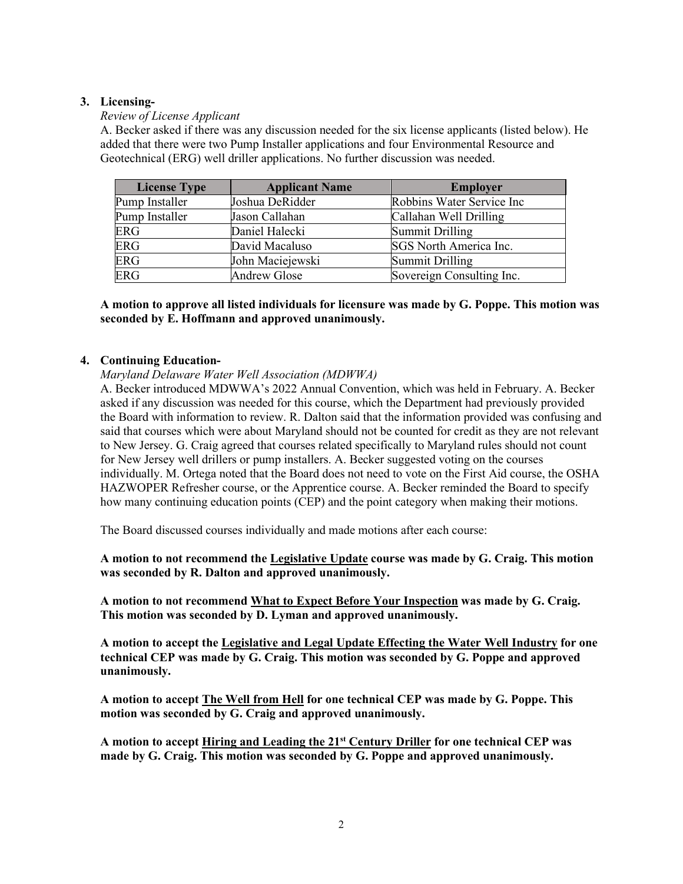**3. Licensing-**

*Review of License Applicant*

A. Becker asked if there was any discussion needed for the six license applicants (listed below). He added that there were two Pump Installer applications and four Environmental Resource and Geotechnical (ERG) well driller applications. No further discussion was needed.

| License Type | Applicant Name | Employer |
|---|---|---|
| Pump Installer | Joshua DeRidder | Robbins Water Service Inc |
| Pump Installer | Jason Callahan | Callahan Well Drilling |
| ERG | Daniel Halecki | Summit Drilling |
| ERG | David Macaluso | SGS North America Inc. |
| ERG | John Maciejewski | Summit Drilling |
| ERG | Andrew Glose | Sovereign Consulting Inc. |

**A motion to approve all listed individuals for licensure was made by G. Poppe. This motion was seconded by E. Hoffmann and approved unanimously.**

**4. Continuing Education-**

*Maryland Delaware Water Well Association (MDWWA)*

A. Becker introduced MDWWA's 2022 Annual Convention, which was held in February. A. Becker asked if any discussion was needed for this course, which the Department had previously provided the Board with information to review. R. Dalton said that the information provided was confusing and said that courses which were about Maryland should not be counted for credit as they are not relevant to New Jersey. G. Craig agreed that courses related specifically to Maryland rules should not count for New Jersey well drillers or pump installers. A. Becker suggested voting on the courses individually. M. Ortega noted that the Board does not need to vote on the First Aid course, the OSHA HAZWOPER Refresher course, or the Apprentice course. A. Becker reminded the Board to specify how many continuing education points (CEP) and the point category when making their motions.

The Board discussed courses individually and made motions after each course:

**A motion to not recommend the <u>Legislative Update</u> course was made by G. Craig. This motion was seconded by R. Dalton and approved unanimously.**

**A motion to not recommend <u>What to Expect Before Your Inspection</u> was made by G. Craig. This motion was seconded by D. Lyman and approved unanimously.**

**A motion to accept the <u>Legislative and Legal Update Effecting the Water Well Industry</u> for one technical CEP was made by G. Craig. This motion was seconded by G. Poppe and approved unanimously.**

**A motion to accept <u>The Well from Hell</u> for one technical CEP was made by G. Poppe. This motion was seconded by G. Craig and approved unanimously.**

**A motion to accept <u>Hiring and Leading the 21st Century Driller</u> for one technical CEP was made by G. Craig. This motion was seconded by G. Poppe and approved unanimously.**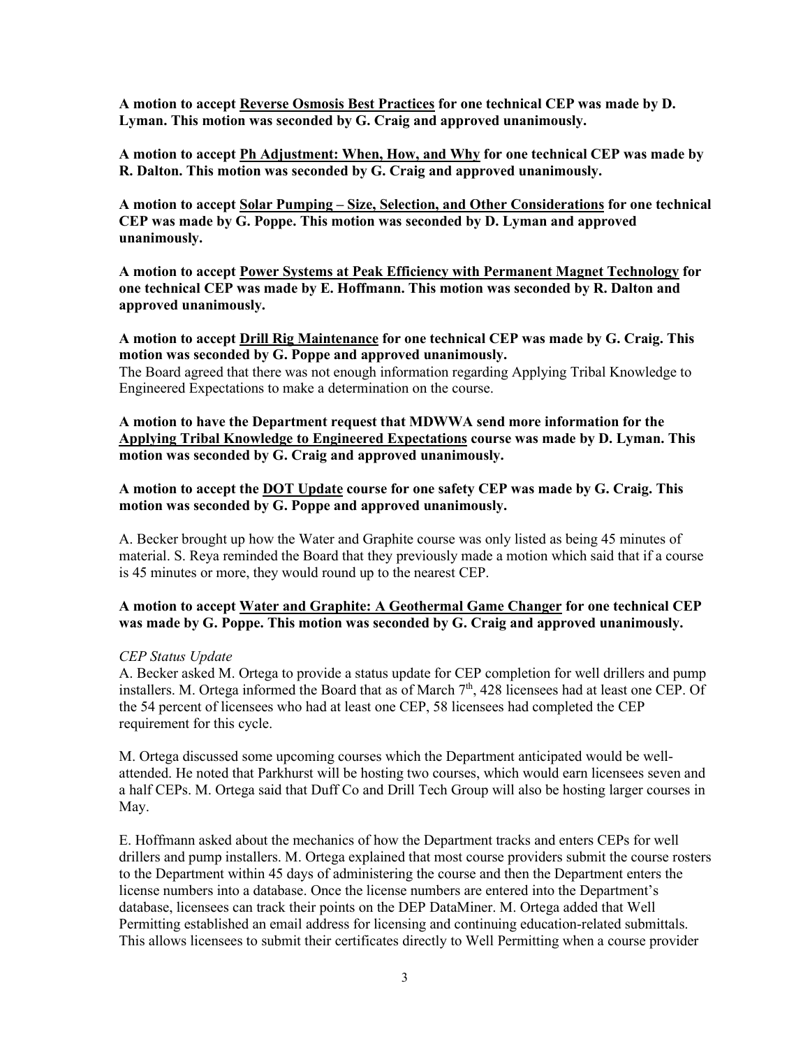**A motion to accept <u>Reverse Osmosis Best Practices</u> for one technical CEP was made by D. Lyman. This motion was seconded by G. Craig and approved unanimously.**

**A motion to accept <u>Ph Adjustment: When, How, and Why</u> for one technical CEP was made by R. Dalton. This motion was seconded by G. Craig and approved unanimously.**

**A motion to accept <u>Solar Pumping – Size, Selection, and Other Considerations</u> for one technical CEP was made by G. Poppe. This motion was seconded by D. Lyman and approved unanimously.**

**A motion to accept <u>Power Systems at Peak Efficiency with Permanent Magnet Technology</u> for one technical CEP was made by E. Hoffmann. This motion was seconded by R. Dalton and approved unanimously.**

**A motion to accept <u>Drill Rig Maintenance</u> for one technical CEP was made by G. Craig. This motion was seconded by G. Poppe and approved unanimously.**

The Board agreed that there was not enough information regarding Applying Tribal Knowledge to Engineered Expectations to make a determination on the course.

**A motion to have the Department request that MDWWA send more information for the <u>Applying Tribal Knowledge to Engineered Expectations</u> course was made by D. Lyman. This motion was seconded by G. Craig and approved unanimously.**

**A motion to accept the <u>DOT Update</u> course for one safety CEP was made by G. Craig. This motion was seconded by G. Poppe and approved unanimously.**

A. Becker brought up how the Water and Graphite course was only listed as being 45 minutes of material. S. Reya reminded the Board that they previously made a motion which said that if a course is 45 minutes or more, they would round up to the nearest CEP.

**A motion to accept <u>Water and Graphite: A Geothermal Game Changer</u> for one technical CEP was made by G. Poppe. This motion was seconded by G. Craig and approved unanimously.**

*CEP Status Update*

A. Becker asked M. Ortega to provide a status update for CEP completion for well drillers and pump installers. M. Ortega informed the Board that as of March 7th, 428 licensees had at least one CEP. Of the 54 percent of licensees who had at least one CEP, 58 licensees had completed the CEP requirement for this cycle.

M. Ortega discussed some upcoming courses which the Department anticipated would be well-attended. He noted that Parkhurst will be hosting two courses, which would earn licensees seven and a half CEPs. M. Ortega said that Duff Co and Drill Tech Group will also be hosting larger courses in May.

E. Hoffmann asked about the mechanics of how the Department tracks and enters CEPs for well drillers and pump installers. M. Ortega explained that most course providers submit the course rosters to the Department within 45 days of administering the course and then the Department enters the license numbers into a database. Once the license numbers are entered into the Department's database, licensees can track their points on the DEP DataMiner. M. Ortega added that Well Permitting established an email address for licensing and continuing education-related submittals. This allows licensees to submit their certificates directly to Well Permitting when a course provider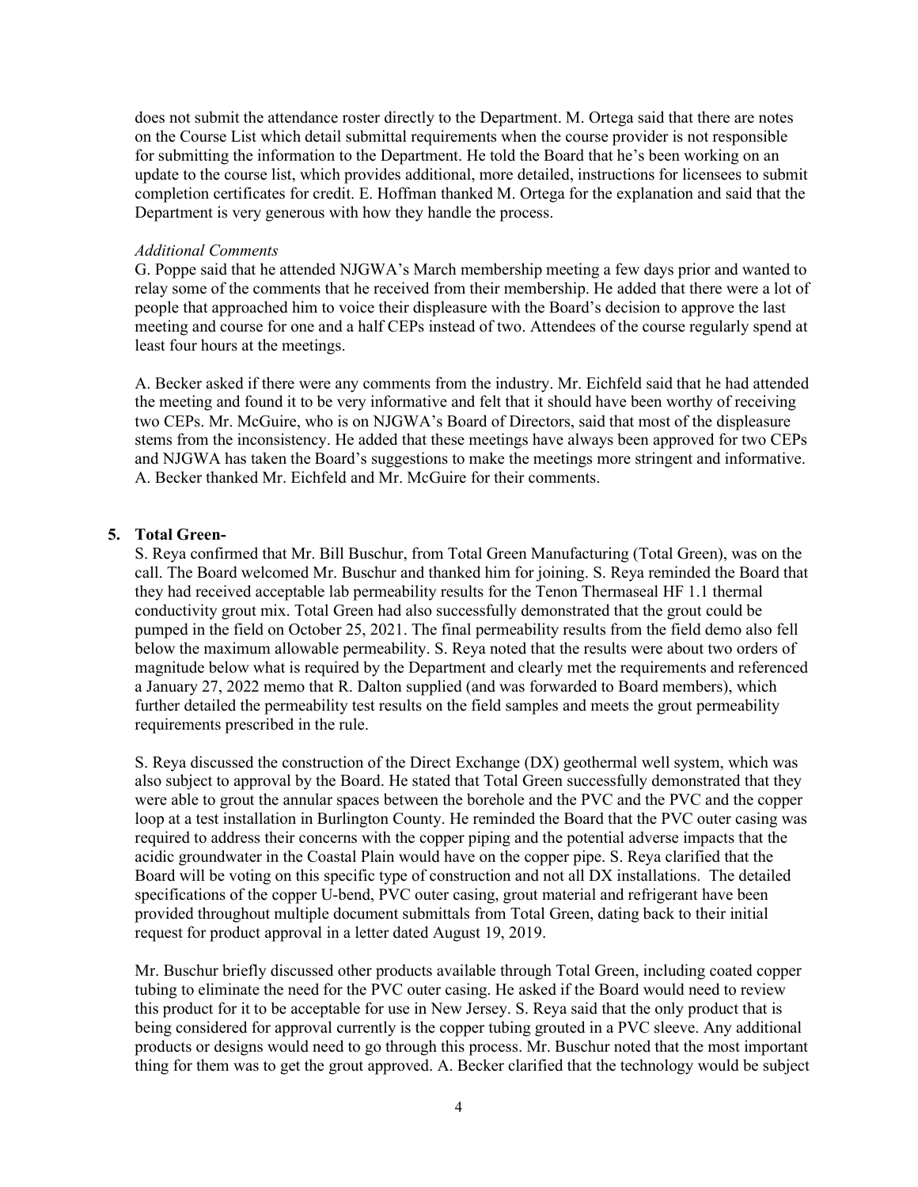does not submit the attendance roster directly to the Department. M. Ortega said that there are notes on the Course List which detail submittal requirements when the course provider is not responsible for submitting the information to the Department. He told the Board that he's been working on an update to the course list, which provides additional, more detailed, instructions for licensees to submit completion certificates for credit. E. Hoffman thanked M. Ortega for the explanation and said that the Department is very generous with how they handle the process.

*Additional Comments*

G. Poppe said that he attended NJGWA's March membership meeting a few days prior and wanted to relay some of the comments that he received from their membership. He added that there were a lot of people that approached him to voice their displeasure with the Board's decision to approve the last meeting and course for one and a half CEPs instead of two. Attendees of the course regularly spend at least four hours at the meetings.

A. Becker asked if there were any comments from the industry. Mr. Eichfeld said that he had attended the meeting and found it to be very informative and felt that it should have been worthy of receiving two CEPs. Mr. McGuire, who is on NJGWA's Board of Directors, said that most of the displeasure stems from the inconsistency. He added that these meetings have always been approved for two CEPs and NJGWA has taken the Board's suggestions to make the meetings more stringent and informative. A. Becker thanked Mr. Eichfeld and Mr. McGuire for their comments.

**5. Total Green-**

S. Reya confirmed that Mr. Bill Buschur, from Total Green Manufacturing (Total Green), was on the call. The Board welcomed Mr. Buschur and thanked him for joining. S. Reya reminded the Board that they had received acceptable lab permeability results for the Tenon Thermaseal HF 1.1 thermal conductivity grout mix. Total Green had also successfully demonstrated that the grout could be pumped in the field on October 25, 2021. The final permeability results from the field demo also fell below the maximum allowable permeability. S. Reya noted that the results were about two orders of magnitude below what is required by the Department and clearly met the requirements and referenced a January 27, 2022 memo that R. Dalton supplied (and was forwarded to Board members), which further detailed the permeability test results on the field samples and meets the grout permeability requirements prescribed in the rule.

S. Reya discussed the construction of the Direct Exchange (DX) geothermal well system, which was also subject to approval by the Board. He stated that Total Green successfully demonstrated that they were able to grout the annular spaces between the borehole and the PVC and the PVC and the copper loop at a test installation in Burlington County. He reminded the Board that the PVC outer casing was required to address their concerns with the copper piping and the potential adverse impacts that the acidic groundwater in the Coastal Plain would have on the copper pipe. S. Reya clarified that the Board will be voting on this specific type of construction and not all DX installations. The detailed specifications of the copper U-bend, PVC outer casing, grout material and refrigerant have been provided throughout multiple document submittals from Total Green, dating back to their initial request for product approval in a letter dated August 19, 2019.

Mr. Buschur briefly discussed other products available through Total Green, including coated copper tubing to eliminate the need for the PVC outer casing. He asked if the Board would need to review this product for it to be acceptable for use in New Jersey. S. Reya said that the only product that is being considered for approval currently is the copper tubing grouted in a PVC sleeve. Any additional products or designs would need to go through this process. Mr. Buschur noted that the most important thing for them was to get the grout approved. A. Becker clarified that the technology would be subject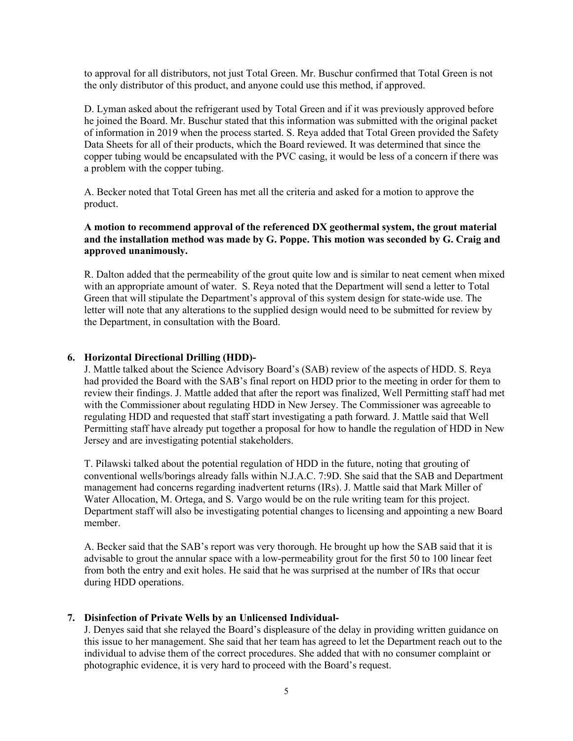to approval for all distributors, not just Total Green. Mr. Buschur confirmed that Total Green is not the only distributor of this product, and anyone could use this method, if approved.

D. Lyman asked about the refrigerant used by Total Green and if it was previously approved before he joined the Board. Mr. Buschur stated that this information was submitted with the original packet of information in 2019 when the process started. S. Reya added that Total Green provided the Safety Data Sheets for all of their products, which the Board reviewed. It was determined that since the copper tubing would be encapsulated with the PVC casing, it would be less of a concern if there was a problem with the copper tubing.

A. Becker noted that Total Green has met all the criteria and asked for a motion to approve the product.

**A motion to recommend approval of the referenced DX geothermal system, the grout material and the installation method was made by G. Poppe. This motion was seconded by G. Craig and approved unanimously.**

R. Dalton added that the permeability of the grout quite low and is similar to neat cement when mixed with an appropriate amount of water. S. Reya noted that the Department will send a letter to Total Green that will stipulate the Department's approval of this system design for state-wide use. The letter will note that any alterations to the supplied design would need to be submitted for review by the Department, in consultation with the Board.

**6. Horizontal Directional Drilling (HDD)-**

J. Mattle talked about the Science Advisory Board's (SAB) review of the aspects of HDD. S. Reya had provided the Board with the SAB's final report on HDD prior to the meeting in order for them to review their findings. J. Mattle added that after the report was finalized, Well Permitting staff had met with the Commissioner about regulating HDD in New Jersey. The Commissioner was agreeable to regulating HDD and requested that staff start investigating a path forward. J. Mattle said that Well Permitting staff have already put together a proposal for how to handle the regulation of HDD in New Jersey and are investigating potential stakeholders.

T. Pilawski talked about the potential regulation of HDD in the future, noting that grouting of conventional wells/borings already falls within N.J.A.C. 7:9D. She said that the SAB and Department management had concerns regarding inadvertent returns (IRs). J. Mattle said that Mark Miller of Water Allocation, M. Ortega, and S. Vargo would be on the rule writing team for this project. Department staff will also be investigating potential changes to licensing and appointing a new Board member.

A. Becker said that the SAB's report was very thorough. He brought up how the SAB said that it is advisable to grout the annular space with a low-permeability grout for the first 50 to 100 linear feet from both the entry and exit holes. He said that he was surprised at the number of IRs that occur during HDD operations.

**7. Disinfection of Private Wells by an Unlicensed Individual-**

J. Denyes said that she relayed the Board's displeasure of the delay in providing written guidance on this issue to her management. She said that her team has agreed to let the Department reach out to the individual to advise them of the correct procedures. She added that with no consumer complaint or photographic evidence, it is very hard to proceed with the Board's request.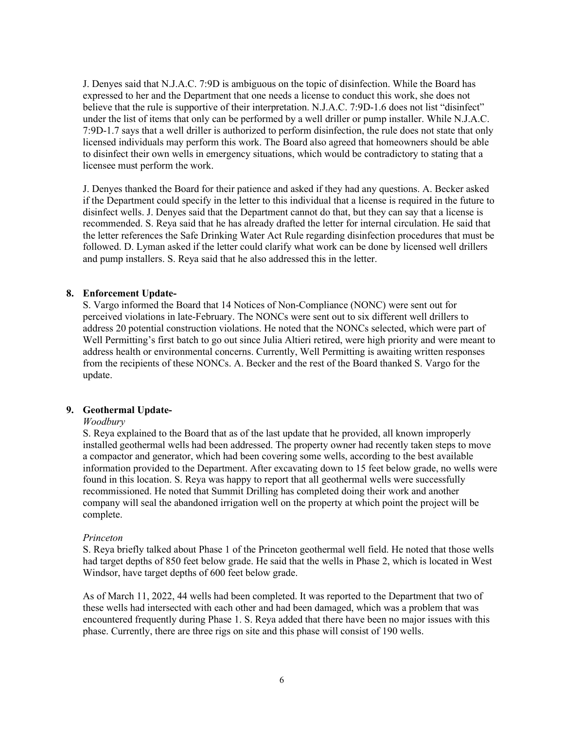J. Denyes said that N.J.A.C. 7:9D is ambiguous on the topic of disinfection. While the Board has expressed to her and the Department that one needs a license to conduct this work, she does not believe that the rule is supportive of their interpretation. N.J.A.C. 7:9D-1.6 does not list "disinfect" under the list of items that only can be performed by a well driller or pump installer. While N.J.A.C. 7:9D-1.7 says that a well driller is authorized to perform disinfection, the rule does not state that only licensed individuals may perform this work. The Board also agreed that homeowners should be able to disinfect their own wells in emergency situations, which would be contradictory to stating that a licensee must perform the work.

J. Denyes thanked the Board for their patience and asked if they had any questions. A. Becker asked if the Department could specify in the letter to this individual that a license is required in the future to disinfect wells. J. Denyes said that the Department cannot do that, but they can say that a license is recommended. S. Reya said that he has already drafted the letter for internal circulation. He said that the letter references the Safe Drinking Water Act Rule regarding disinfection procedures that must be followed. D. Lyman asked if the letter could clarify what work can be done by licensed well drillers and pump installers. S. Reya said that he also addressed this in the letter.

**8. Enforcement Update-**

S. Vargo informed the Board that 14 Notices of Non-Compliance (NONC) were sent out for perceived violations in late-February. The NONCs were sent out to six different well drillers to address 20 potential construction violations. He noted that the NONCs selected, which were part of Well Permitting's first batch to go out since Julia Altieri retired, were high priority and were meant to address health or environmental concerns. Currently, Well Permitting is awaiting written responses from the recipients of these NONCs. A. Becker and the rest of the Board thanked S. Vargo for the update.

**9. Geothermal Update-**

*Woodbury*

S. Reya explained to the Board that as of the last update that he provided, all known improperly installed geothermal wells had been addressed. The property owner had recently taken steps to move a compactor and generator, which had been covering some wells, according to the best available information provided to the Department. After excavating down to 15 feet below grade, no wells were found in this location. S. Reya was happy to report that all geothermal wells were successfully recommissioned. He noted that Summit Drilling has completed doing their work and another company will seal the abandoned irrigation well on the property at which point the project will be complete.

*Princeton*

S. Reya briefly talked about Phase 1 of the Princeton geothermal well field. He noted that those wells had target depths of 850 feet below grade. He said that the wells in Phase 2, which is located in West Windsor, have target depths of 600 feet below grade.

As of March 11, 2022, 44 wells had been completed. It was reported to the Department that two of these wells had intersected with each other and had been damaged, which was a problem that was encountered frequently during Phase 1. S. Reya added that there have been no major issues with this phase. Currently, there are three rigs on site and this phase will consist of 190 wells.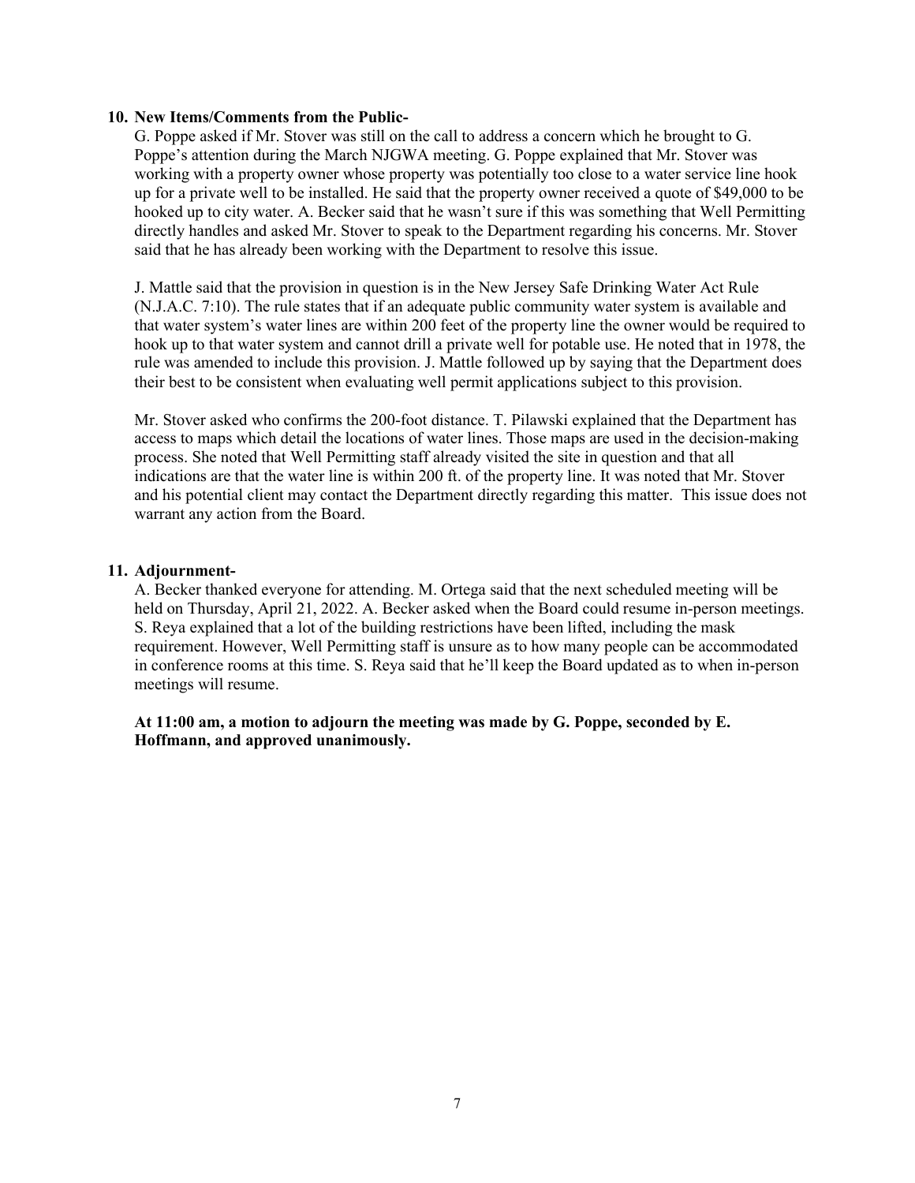**10. New Items/Comments from the Public-**

G. Poppe asked if Mr. Stover was still on the call to address a concern which he brought to G. Poppe's attention during the March NJGWA meeting. G. Poppe explained that Mr. Stover was working with a property owner whose property was potentially too close to a water service line hook up for a private well to be installed. He said that the property owner received a quote of $49,000 to be hooked up to city water. A. Becker said that he wasn't sure if this was something that Well Permitting directly handles and asked Mr. Stover to speak to the Department regarding his concerns. Mr. Stover said that he has already been working with the Department to resolve this issue.

J. Mattle said that the provision in question is in the New Jersey Safe Drinking Water Act Rule (N.J.A.C. 7:10). The rule states that if an adequate public community water system is available and that water system's water lines are within 200 feet of the property line the owner would be required to hook up to that water system and cannot drill a private well for potable use. He noted that in 1978, the rule was amended to include this provision. J. Mattle followed up by saying that the Department does their best to be consistent when evaluating well permit applications subject to this provision.

Mr. Stover asked who confirms the 200-foot distance. T. Pilawski explained that the Department has access to maps which detail the locations of water lines. Those maps are used in the decision-making process. She noted that Well Permitting staff already visited the site in question and that all indications are that the water line is within 200 ft. of the property line. It was noted that Mr. Stover and his potential client may contact the Department directly regarding this matter. This issue does not warrant any action from the Board.

**11. Adjournment-**

A. Becker thanked everyone for attending. M. Ortega said that the next scheduled meeting will be held on Thursday, April 21, 2022. A. Becker asked when the Board could resume in-person meetings. S. Reya explained that a lot of the building restrictions have been lifted, including the mask requirement. However, Well Permitting staff is unsure as to how many people can be accommodated in conference rooms at this time. S. Reya said that he'll keep the Board updated as to when in-person meetings will resume.

**At 11:00 am, a motion to adjourn the meeting was made by G. Poppe, seconded by E. Hoffmann, and approved unanimously.**